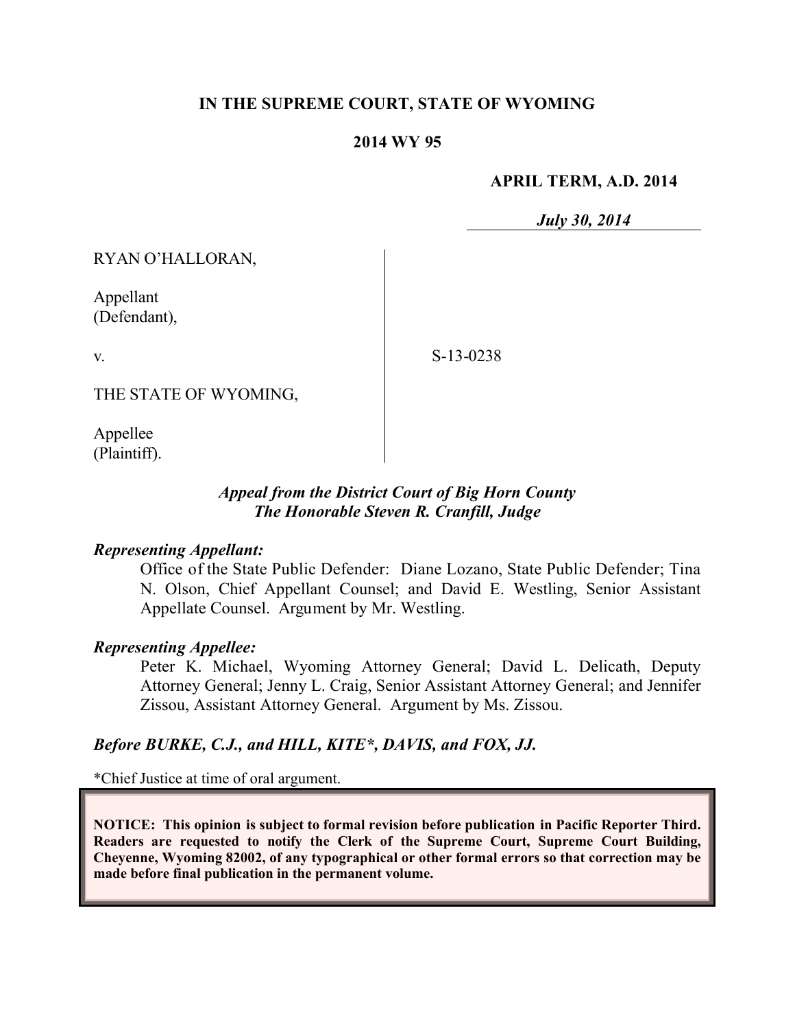# IN THE SUPREME COURT, STATE OF WYOMING

## 2014 WY 95

**APRIL TERM, A.D. 2014**

*July 30, 2014*

RYAN O'HALLORAN,

Appellant
(Defendant),

v.

S-13-0238

THE STATE OF WYOMING,

Appellee
(Plaintiff).

*Appeal from the District Court of Big Horn County*
*The Honorable Steven R. Cranfill, Judge*

***Representing Appellant:***

Office of the State Public Defender: Diane Lozano, State Public Defender; Tina N. Olson, Chief Appellant Counsel; and David E. Westling, Senior Assistant Appellate Counsel. Argument by Mr. Westling.

***Representing Appellee:***

Peter K. Michael, Wyoming Attorney General; David L. Delicath, Deputy Attorney General; Jenny L. Craig, Senior Assistant Attorney General; and Jennifer Zissou, Assistant Attorney General. Argument by Ms. Zissou.

***Before BURKE, C.J., and HILL, KITE*, DAVIS, and FOX, JJ.***

*Chief Justice at time of oral argument.

**NOTICE: This opinion is subject to formal revision before publication in Pacific Reporter Third. Readers are requested to notify the Clerk of the Supreme Court, Supreme Court Building, Cheyenne, Wyoming 82002, of any typographical or other formal errors so that correction may be made before final publication in the permanent volume.**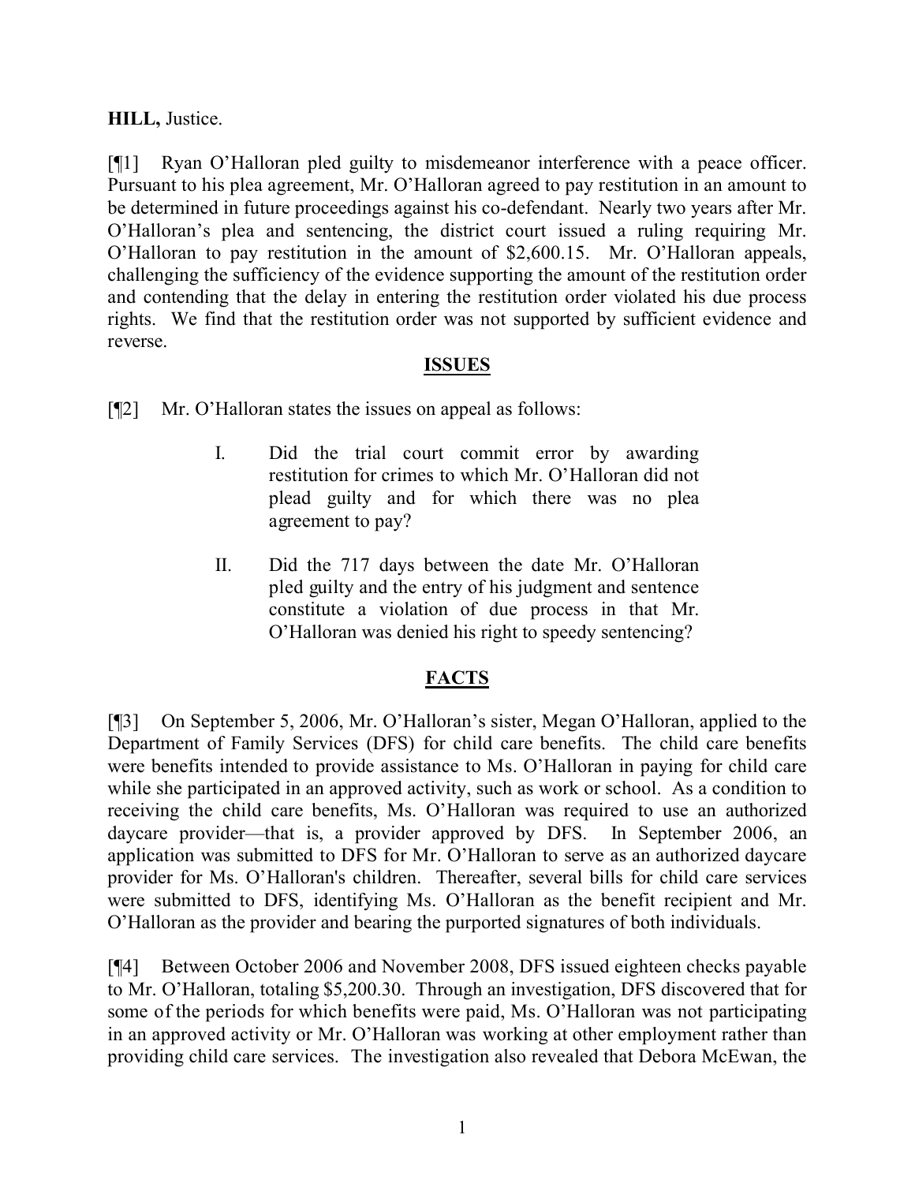**HILL,** Justice.

[¶1] Ryan O'Halloran pled guilty to misdemeanor interference with a peace officer. Pursuant to his plea agreement, Mr. O'Halloran agreed to pay restitution in an amount to be determined in future proceedings against his co-defendant. Nearly two years after Mr. O'Halloran's plea and sentencing, the district court issued a ruling requiring Mr. O'Halloran to pay restitution in the amount of $2,600.15. Mr. O'Halloran appeals, challenging the sufficiency of the evidence supporting the amount of the restitution order and contending that the delay in entering the restitution order violated his due process rights. We find that the restitution order was not supported by sufficient evidence and reverse.

## ISSUES

[¶2] Mr. O'Halloran states the issues on appeal as follows:

> I. Did the trial court commit error by awarding restitution for crimes to which Mr. O'Halloran did not plead guilty and for which there was no plea agreement to pay?
>
> II. Did the 717 days between the date Mr. O'Halloran pled guilty and the entry of his judgment and sentence constitute a violation of due process in that Mr. O'Halloran was denied his right to speedy sentencing?

## FACTS

[¶3] On September 5, 2006, Mr. O'Halloran's sister, Megan O'Halloran, applied to the Department of Family Services (DFS) for child care benefits. The child care benefits were benefits intended to provide assistance to Ms. O'Halloran in paying for child care while she participated in an approved activity, such as work or school. As a condition to receiving the child care benefits, Ms. O'Halloran was required to use an authorized daycare provider—that is, a provider approved by DFS. In September 2006, an application was submitted to DFS for Mr. O'Halloran to serve as an authorized daycare provider for Ms. O'Halloran's children. Thereafter, several bills for child care services were submitted to DFS, identifying Ms. O'Halloran as the benefit recipient and Mr. O'Halloran as the provider and bearing the purported signatures of both individuals.

[¶4] Between October 2006 and November 2008, DFS issued eighteen checks payable to Mr. O'Halloran, totaling $5,200.30. Through an investigation, DFS discovered that for some of the periods for which benefits were paid, Ms. O'Halloran was not participating in an approved activity or Mr. O'Halloran was working at other employment rather than providing child care services. The investigation also revealed that Debora McEwan, the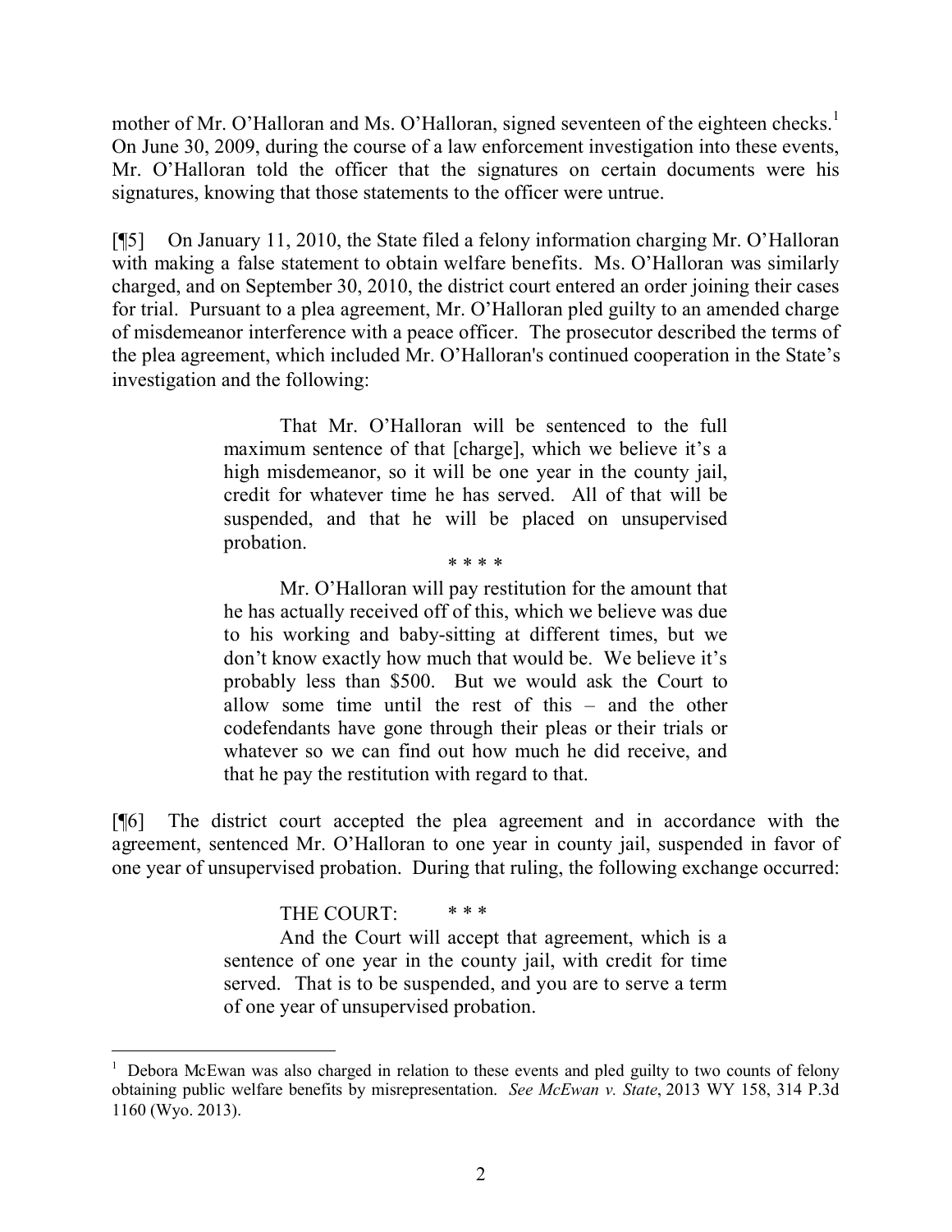mother of Mr. O'Halloran and Ms. O'Halloran, signed seventeen of the eighteen checks.[1] On June 30, 2009, during the course of a law enforcement investigation into these events, Mr. O'Halloran told the officer that the signatures on certain documents were his signatures, knowing that those statements to the officer were untrue.

[¶5] On January 11, 2010, the State filed a felony information charging Mr. O'Halloran with making a false statement to obtain welfare benefits. Ms. O'Halloran was similarly charged, and on September 30, 2010, the district court entered an order joining their cases for trial. Pursuant to a plea agreement, Mr. O'Halloran pled guilty to an amended charge of misdemeanor interference with a peace officer. The prosecutor described the terms of the plea agreement, which included Mr. O'Halloran's continued cooperation in the State's investigation and the following:

> That Mr. O'Halloran will be sentenced to the full maximum sentence of that [charge], which we believe it's a high misdemeanor, so it will be one year in the county jail, credit for whatever time he has served. All of that will be suspended, and that he will be placed on unsupervised probation.
>
> \* \* \* \*
>
> Mr. O'Halloran will pay restitution for the amount that he has actually received off of this, which we believe was due to his working and baby-sitting at different times, but we don't know exactly how much that would be. We believe it's probably less than $500. But we would ask the Court to allow some time until the rest of this – and the other codefendants have gone through their pleas or their trials or whatever so we can find out how much he did receive, and that he pay the restitution with regard to that.

[¶6] The district court accepted the plea agreement and in accordance with the agreement, sentenced Mr. O'Halloran to one year in county jail, suspended in favor of one year of unsupervised probation. During that ruling, the following exchange occurred:

> THE COURT: \* \* \*
>
> And the Court will accept that agreement, which is a sentence of one year in the county jail, with credit for time served. That is to be suspended, and you are to serve a term of one year of unsupervised probation.

---

[1] Debora McEwan was also charged in relation to these events and pled guilty to two counts of felony obtaining public welfare benefits by misrepresentation. *See McEwan v. State*, 2013 WY 158, 314 P.3d 1160 (Wyo. 2013).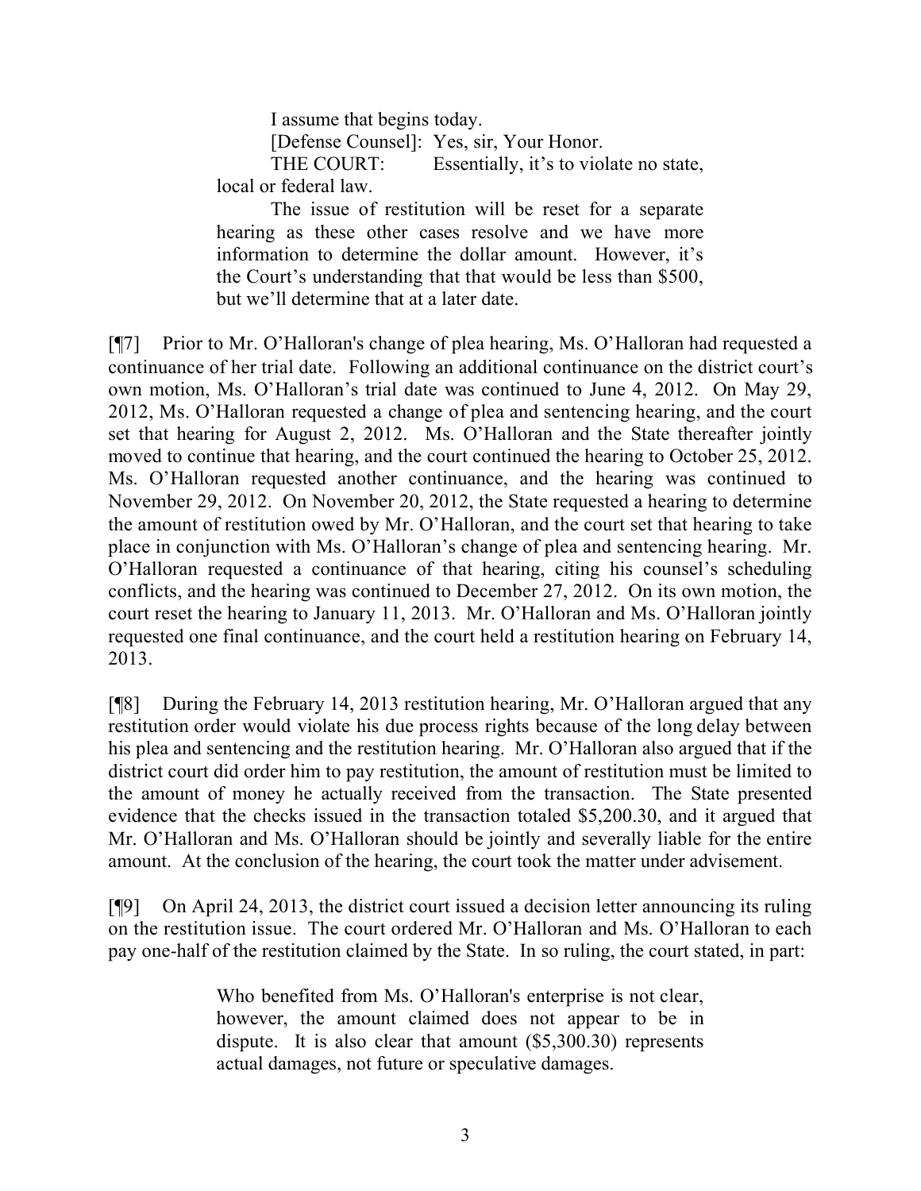> I assume that begins today.
>
> [Defense Counsel]: Yes, sir, Your Honor.
>
> THE COURT: Essentially, it's to violate no state, local or federal law.
>
> The issue of restitution will be reset for a separate hearing as these other cases resolve and we have more information to determine the dollar amount. However, it's the Court's understanding that that would be less than $500, but we'll determine that at a later date.

[¶7] Prior to Mr. O'Halloran's change of plea hearing, Ms. O'Halloran had requested a continuance of her trial date. Following an additional continuance on the district court's own motion, Ms. O'Halloran's trial date was continued to June 4, 2012. On May 29, 2012, Ms. O'Halloran requested a change of plea and sentencing hearing, and the court set that hearing for August 2, 2012. Ms. O'Halloran and the State thereafter jointly moved to continue that hearing, and the court continued the hearing to October 25, 2012. Ms. O'Halloran requested another continuance, and the hearing was continued to November 29, 2012. On November 20, 2012, the State requested a hearing to determine the amount of restitution owed by Mr. O'Halloran, and the court set that hearing to take place in conjunction with Ms. O'Halloran's change of plea and sentencing hearing. Mr. O'Halloran requested a continuance of that hearing, citing his counsel's scheduling conflicts, and the hearing was continued to December 27, 2012. On its own motion, the court reset the hearing to January 11, 2013. Mr. O'Halloran and Ms. O'Halloran jointly requested one final continuance, and the court held a restitution hearing on February 14, 2013.

[¶8] During the February 14, 2013 restitution hearing, Mr. O'Halloran argued that any restitution order would violate his due process rights because of the long delay between his plea and sentencing and the restitution hearing. Mr. O'Halloran also argued that if the district court did order him to pay restitution, the amount of restitution must be limited to the amount of money he actually received from the transaction. The State presented evidence that the checks issued in the transaction totaled $5,200.30, and it argued that Mr. O'Halloran and Ms. O'Halloran should be jointly and severally liable for the entire amount. At the conclusion of the hearing, the court took the matter under advisement.

[¶9] On April 24, 2013, the district court issued a decision letter announcing its ruling on the restitution issue. The court ordered Mr. O'Halloran and Ms. O'Halloran to each pay one-half of the restitution claimed by the State. In so ruling, the court stated, in part:

> Who benefited from Ms. O'Halloran's enterprise is not clear, however, the amount claimed does not appear to be in dispute. It is also clear that amount ($5,300.30) represents actual damages, not future or speculative damages.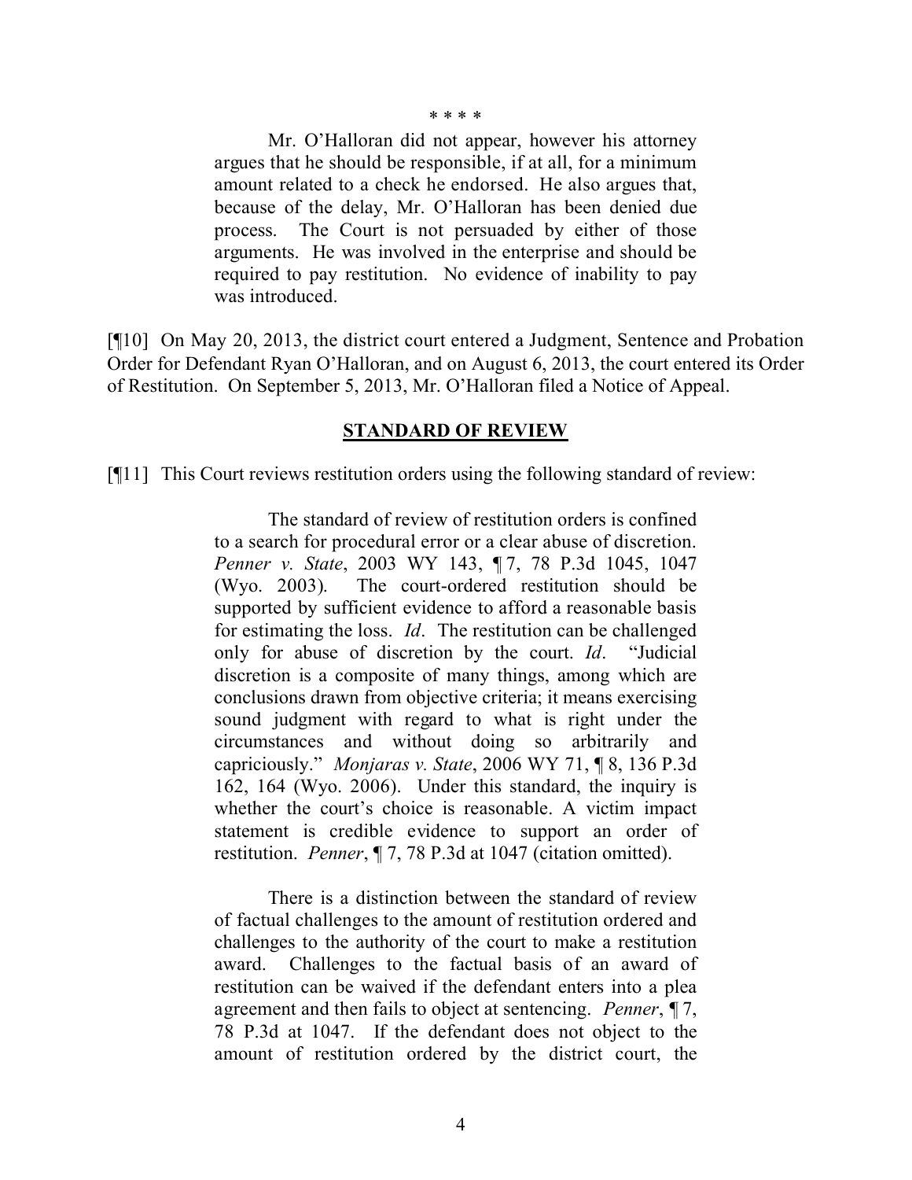\* \* \* \*

> Mr. O'Halloran did not appear, however his attorney argues that he should be responsible, if at all, for a minimum amount related to a check he endorsed. He also argues that, because of the delay, Mr. O'Halloran has been denied due process. The Court is not persuaded by either of those arguments. He was involved in the enterprise and should be required to pay restitution. No evidence of inability to pay was introduced.

[¶10] On May 20, 2013, the district court entered a Judgment, Sentence and Probation Order for Defendant Ryan O'Halloran, and on August 6, 2013, the court entered its Order of Restitution. On September 5, 2013, Mr. O'Halloran filed a Notice of Appeal.

## STANDARD OF REVIEW

[¶11] This Court reviews restitution orders using the following standard of review:

> The standard of review of restitution orders is confined to a search for procedural error or a clear abuse of discretion. *Penner v. State*, 2003 WY 143, ¶ 7, 78 P.3d 1045, 1047 (Wyo. 2003). The court-ordered restitution should be supported by sufficient evidence to afford a reasonable basis for estimating the loss. *Id*. The restitution can be challenged only for abuse of discretion by the court. *Id*. "Judicial discretion is a composite of many things, among which are conclusions drawn from objective criteria; it means exercising sound judgment with regard to what is right under the circumstances and without doing so arbitrarily and capriciously." *Monjaras v. State*, 2006 WY 71, ¶ 8, 136 P.3d 162, 164 (Wyo. 2006). Under this standard, the inquiry is whether the court's choice is reasonable. A victim impact statement is credible evidence to support an order of restitution. *Penner*, ¶ 7, 78 P.3d at 1047 (citation omitted).
>
> There is a distinction between the standard of review of factual challenges to the amount of restitution ordered and challenges to the authority of the court to make a restitution award. Challenges to the factual basis of an award of restitution can be waived if the defendant enters into a plea agreement and then fails to object at sentencing. *Penner*, ¶ 7, 78 P.3d at 1047. If the defendant does not object to the amount of restitution ordered by the district court, the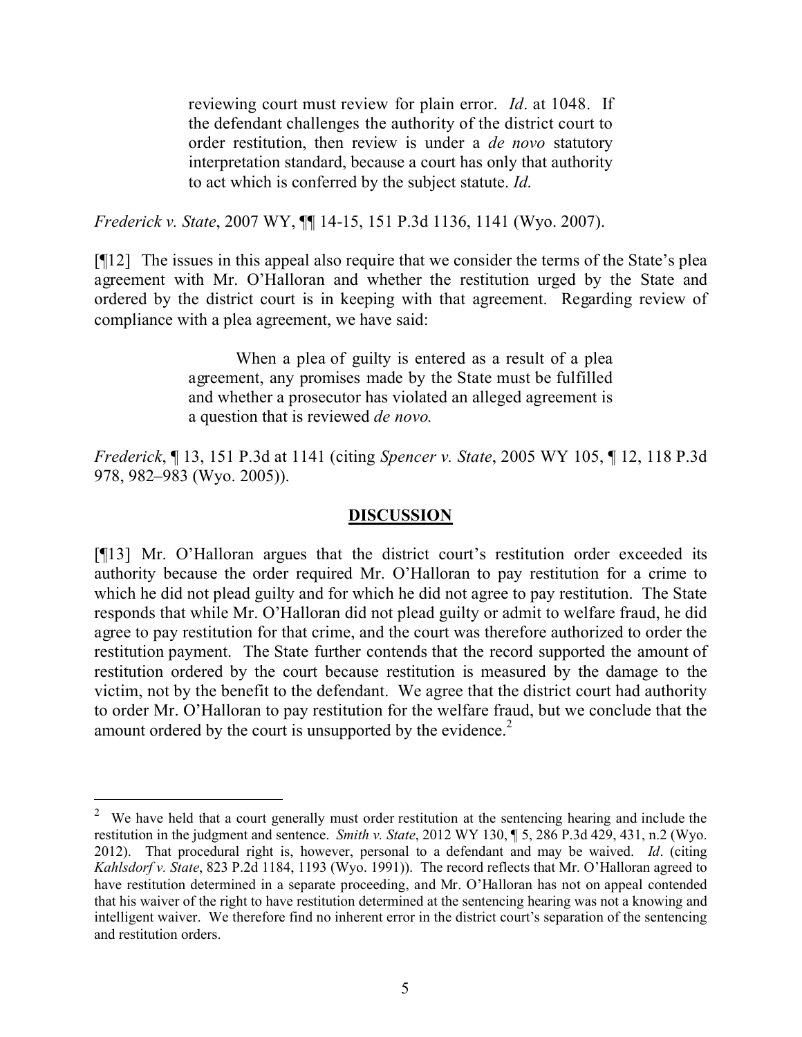> reviewing court must review for plain error. *Id*. at 1048. If the defendant challenges the authority of the district court to order restitution, then review is under a *de novo* statutory interpretation standard, because a court has only that authority to act which is conferred by the subject statute. *Id*.

*Frederick v. State*, 2007 WY, ¶¶ 14-15, 151 P.3d 1136, 1141 (Wyo. 2007).

[¶12] The issues in this appeal also require that we consider the terms of the State's plea agreement with Mr. O'Halloran and whether the restitution urged by the State and ordered by the district court is in keeping with that agreement. Regarding review of compliance with a plea agreement, we have said:

> When a plea of guilty is entered as a result of a plea agreement, any promises made by the State must be fulfilled and whether a prosecutor has violated an alleged agreement is a question that is reviewed *de novo.*

*Frederick*, ¶ 13, 151 P.3d at 1141 (citing *Spencer v. State*, 2005 WY 105, ¶ 12, 118 P.3d 978, 982–983 (Wyo. 2005)).

## DISCUSSION

[¶13] Mr. O'Halloran argues that the district court's restitution order exceeded its authority because the order required Mr. O'Halloran to pay restitution for a crime to which he did not plead guilty and for which he did not agree to pay restitution. The State responds that while Mr. O'Halloran did not plead guilty or admit to welfare fraud, he did agree to pay restitution for that crime, and the court was therefore authorized to order the restitution payment. The State further contends that the record supported the amount of restitution ordered by the court because restitution is measured by the damage to the victim, not by the benefit to the defendant. We agree that the district court had authority to order Mr. O'Halloran to pay restitution for the welfare fraud, but we conclude that the amount ordered by the court is unsupported by the evidence.[2]

[2] We have held that a court generally must order restitution at the sentencing hearing and include the restitution in the judgment and sentence. *Smith v. State*, 2012 WY 130, ¶ 5, 286 P.3d 429, 431, n.2 (Wyo. 2012). That procedural right is, however, personal to a defendant and may be waived. *Id*. (citing *Kahlsdorf v. State*, 823 P.2d 1184, 1193 (Wyo. 1991)). The record reflects that Mr. O'Halloran agreed to have restitution determined in a separate proceeding, and Mr. O'Halloran has not on appeal contended that his waiver of the right to have restitution determined at the sentencing hearing was not a knowing and intelligent waiver. We therefore find no inherent error in the district court's separation of the sentencing and restitution orders.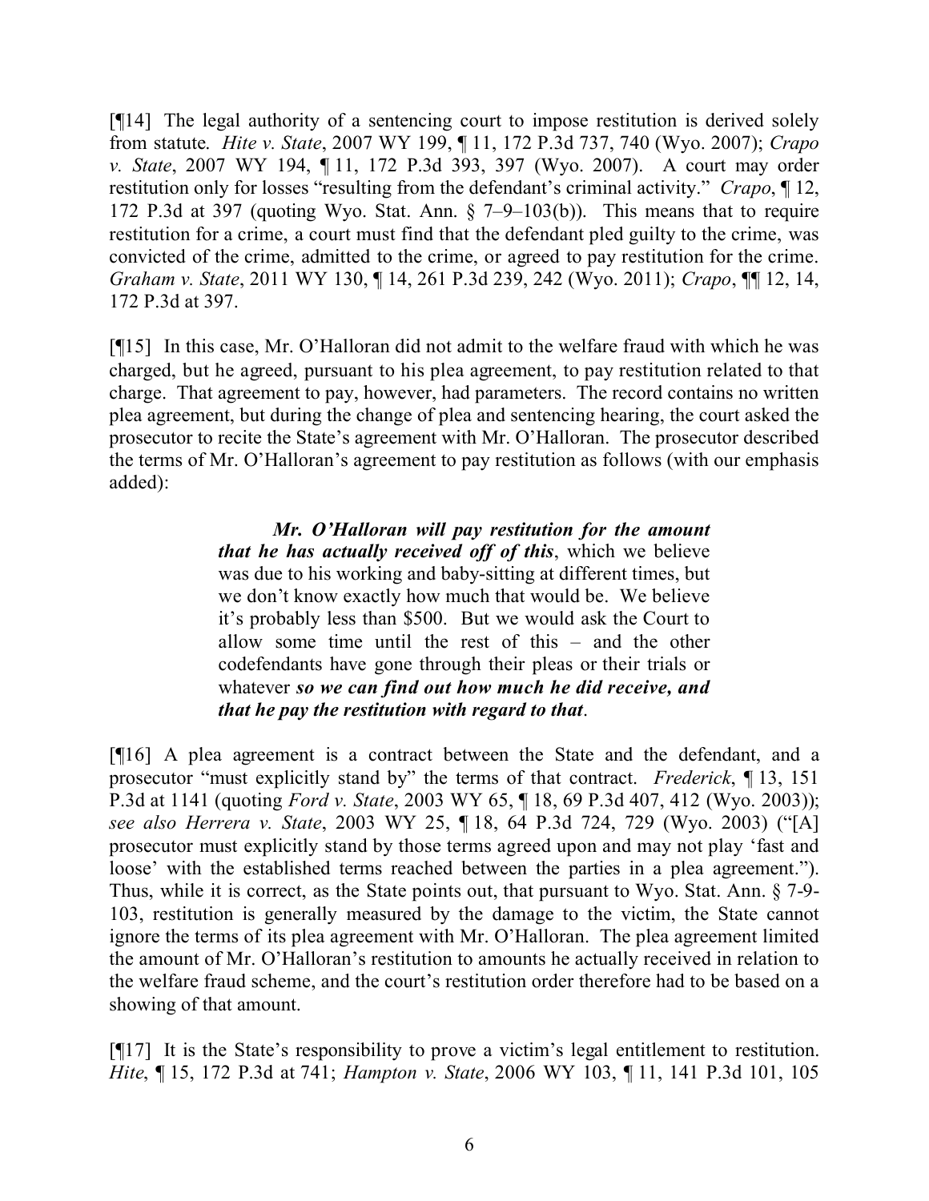[¶14] The legal authority of a sentencing court to impose restitution is derived solely from statute. *Hite v. State*, 2007 WY 199, ¶ 11, 172 P.3d 737, 740 (Wyo. 2007); *Crapo v. State*, 2007 WY 194, ¶ 11, 172 P.3d 393, 397 (Wyo. 2007). A court may order restitution only for losses "resulting from the defendant's criminal activity." *Crapo*, ¶ 12, 172 P.3d at 397 (quoting Wyo. Stat. Ann. § 7–9–103(b)). This means that to require restitution for a crime, a court must find that the defendant pled guilty to the crime, was convicted of the crime, admitted to the crime, or agreed to pay restitution for the crime. *Graham v. State*, 2011 WY 130, ¶ 14, 261 P.3d 239, 242 (Wyo. 2011); *Crapo*, ¶¶ 12, 14, 172 P.3d at 397.

[¶15] In this case, Mr. O'Halloran did not admit to the welfare fraud with which he was charged, but he agreed, pursuant to his plea agreement, to pay restitution related to that charge. That agreement to pay, however, had parameters. The record contains no written plea agreement, but during the change of plea and sentencing hearing, the court asked the prosecutor to recite the State's agreement with Mr. O'Halloran. The prosecutor described the terms of Mr. O'Halloran's agreement to pay restitution as follows (with our emphasis added):

> ***Mr. O'Halloran will pay restitution for the amount that he has actually received off of this***, which we believe was due to his working and baby-sitting at different times, but we don't know exactly how much that would be. We believe it's probably less than $500. But we would ask the Court to allow some time until the rest of this – and the other codefendants have gone through their pleas or their trials or whatever ***so we can find out how much he did receive, and that he pay the restitution with regard to that***.

[¶16] A plea agreement is a contract between the State and the defendant, and a prosecutor "must explicitly stand by" the terms of that contract. *Frederick*, ¶ 13, 151 P.3d at 1141 (quoting *Ford v. State*, 2003 WY 65, ¶ 18, 69 P.3d 407, 412 (Wyo. 2003)); *see also Herrera v. State*, 2003 WY 25, ¶ 18, 64 P.3d 724, 729 (Wyo. 2003) ("[A] prosecutor must explicitly stand by those terms agreed upon and may not play 'fast and loose' with the established terms reached between the parties in a plea agreement."). Thus, while it is correct, as the State points out, that pursuant to Wyo. Stat. Ann. § 7-9-103, restitution is generally measured by the damage to the victim, the State cannot ignore the terms of its plea agreement with Mr. O'Halloran. The plea agreement limited the amount of Mr. O'Halloran's restitution to amounts he actually received in relation to the welfare fraud scheme, and the court's restitution order therefore had to be based on a showing of that amount.

[¶17] It is the State's responsibility to prove a victim's legal entitlement to restitution. *Hite*, ¶ 15, 172 P.3d at 741; *Hampton v. State*, 2006 WY 103, ¶ 11, 141 P.3d 101, 105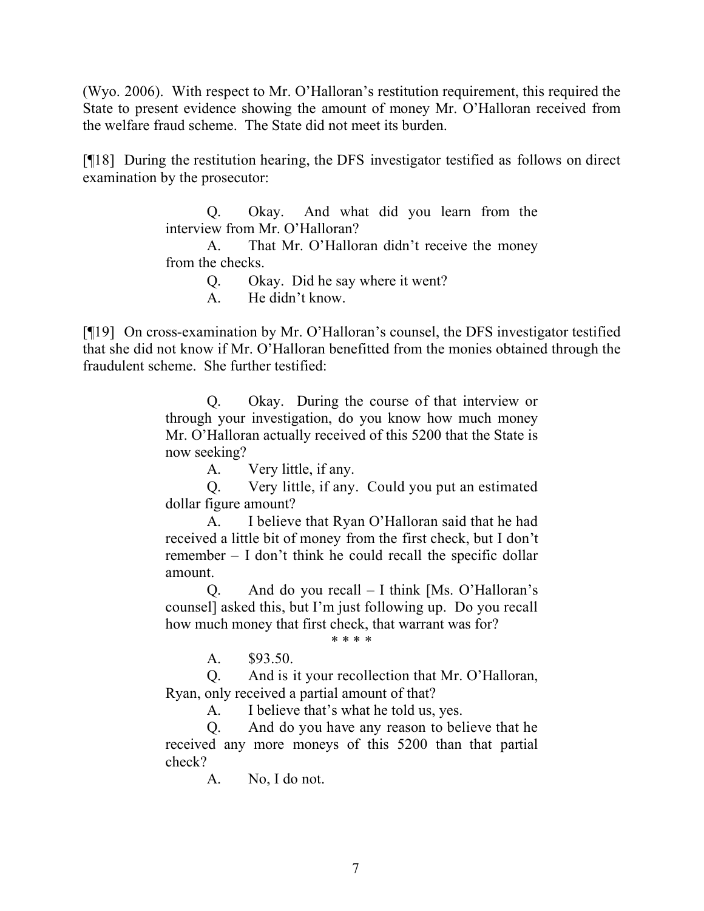(Wyo. 2006). With respect to Mr. O'Halloran's restitution requirement, this required the State to present evidence showing the amount of money Mr. O'Halloran received from the welfare fraud scheme. The State did not meet its burden.

[¶18] During the restitution hearing, the DFS investigator testified as follows on direct examination by the prosecutor:

> Q. Okay. And what did you learn from the interview from Mr. O'Halloran?
>
> A. That Mr. O'Halloran didn't receive the money from the checks.
>
> Q. Okay. Did he say where it went?
>
> A. He didn't know.

[¶19] On cross-examination by Mr. O'Halloran's counsel, the DFS investigator testified that she did not know if Mr. O'Halloran benefitted from the monies obtained through the fraudulent scheme. She further testified:

> Q. Okay. During the course of that interview or through your investigation, do you know how much money Mr. O'Halloran actually received of this 5200 that the State is now seeking?
>
> A. Very little, if any.
>
> Q. Very little, if any. Could you put an estimated dollar figure amount?
>
> A. I believe that Ryan O'Halloran said that he had received a little bit of money from the first check, but I don't remember – I don't think he could recall the specific dollar amount.
>
> Q. And do you recall – I think [Ms. O'Halloran's counsel] asked this, but I'm just following up. Do you recall how much money that first check, that warrant was for?
>
> \* \* \* \*
>
> A. $93.50.
>
> Q. And is it your recollection that Mr. O'Halloran, Ryan, only received a partial amount of that?
>
> A. I believe that's what he told us, yes.
>
> Q. And do you have any reason to believe that he received any more moneys of this 5200 than that partial check?
>
> A. No, I do not.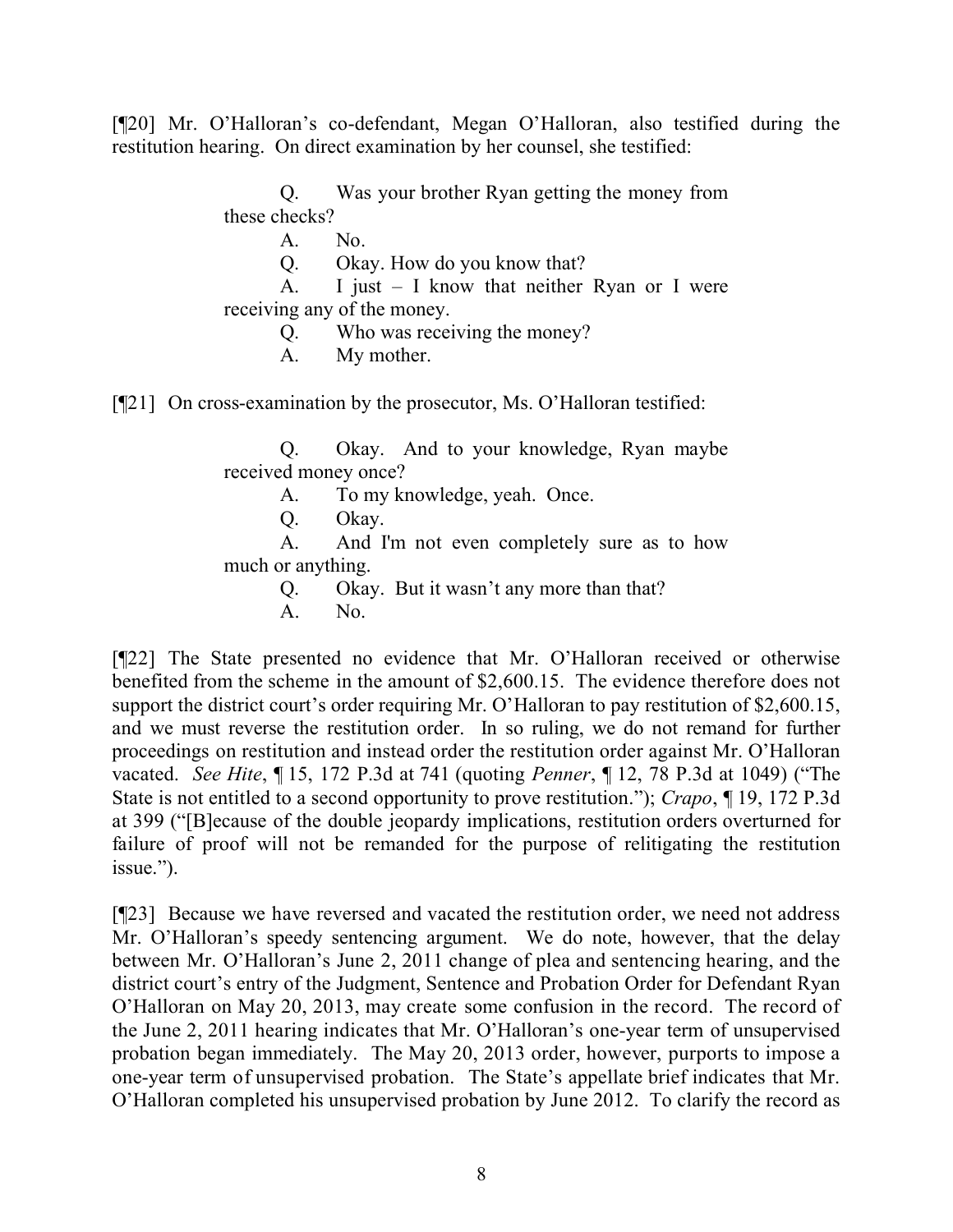[¶20] Mr. O'Halloran's co-defendant, Megan O'Halloran, also testified during the restitution hearing. On direct examination by her counsel, she testified:

> Q. Was your brother Ryan getting the money from these checks?
>
> A. No.
>
> Q. Okay. How do you know that?
>
> A. I just – I know that neither Ryan or I were receiving any of the money.
>
> Q. Who was receiving the money?
>
> A. My mother.

[¶21] On cross-examination by the prosecutor, Ms. O'Halloran testified:

> Q. Okay. And to your knowledge, Ryan maybe received money once?
>
> A. To my knowledge, yeah. Once.
>
> Q. Okay.
>
> A. And I'm not even completely sure as to how much or anything.
>
> Q. Okay. But it wasn't any more than that?
>
> A. No.

[¶22] The State presented no evidence that Mr. O'Halloran received or otherwise benefited from the scheme in the amount of $2,600.15. The evidence therefore does not support the district court's order requiring Mr. O'Halloran to pay restitution of $2,600.15, and we must reverse the restitution order. In so ruling, we do not remand for further proceedings on restitution and instead order the restitution order against Mr. O'Halloran vacated. *See Hite*, ¶ 15, 172 P.3d at 741 (quoting *Penner*, ¶ 12, 78 P.3d at 1049) ("The State is not entitled to a second opportunity to prove restitution."); *Crapo*, ¶ 19, 172 P.3d at 399 ("[B]ecause of the double jeopardy implications, restitution orders overturned for failure of proof will not be remanded for the purpose of relitigating the restitution issue.").

[¶23] Because we have reversed and vacated the restitution order, we need not address Mr. O'Halloran's speedy sentencing argument. We do note, however, that the delay between Mr. O'Halloran's June 2, 2011 change of plea and sentencing hearing, and the district court's entry of the Judgment, Sentence and Probation Order for Defendant Ryan O'Halloran on May 20, 2013, may create some confusion in the record. The record of the June 2, 2011 hearing indicates that Mr. O'Halloran's one-year term of unsupervised probation began immediately. The May 20, 2013 order, however, purports to impose a one-year term of unsupervised probation. The State's appellate brief indicates that Mr. O'Halloran completed his unsupervised probation by June 2012. To clarify the record as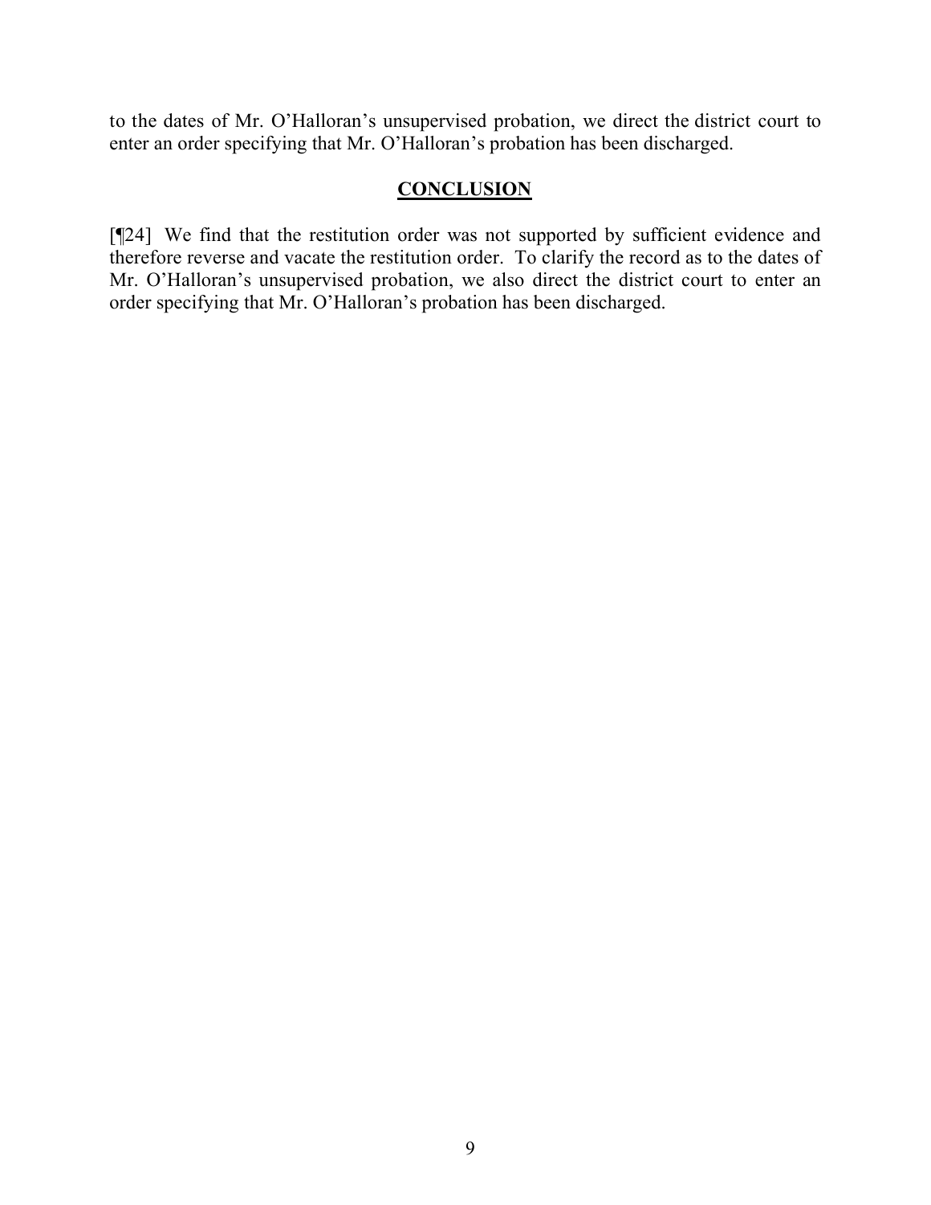to the dates of Mr. O'Halloran's unsupervised probation, we direct the district court to enter an order specifying that Mr. O'Halloran's probation has been discharged.

## CONCLUSION

[¶24] We find that the restitution order was not supported by sufficient evidence and therefore reverse and vacate the restitution order. To clarify the record as to the dates of Mr. O'Halloran's unsupervised probation, we also direct the district court to enter an order specifying that Mr. O'Halloran's probation has been discharged.